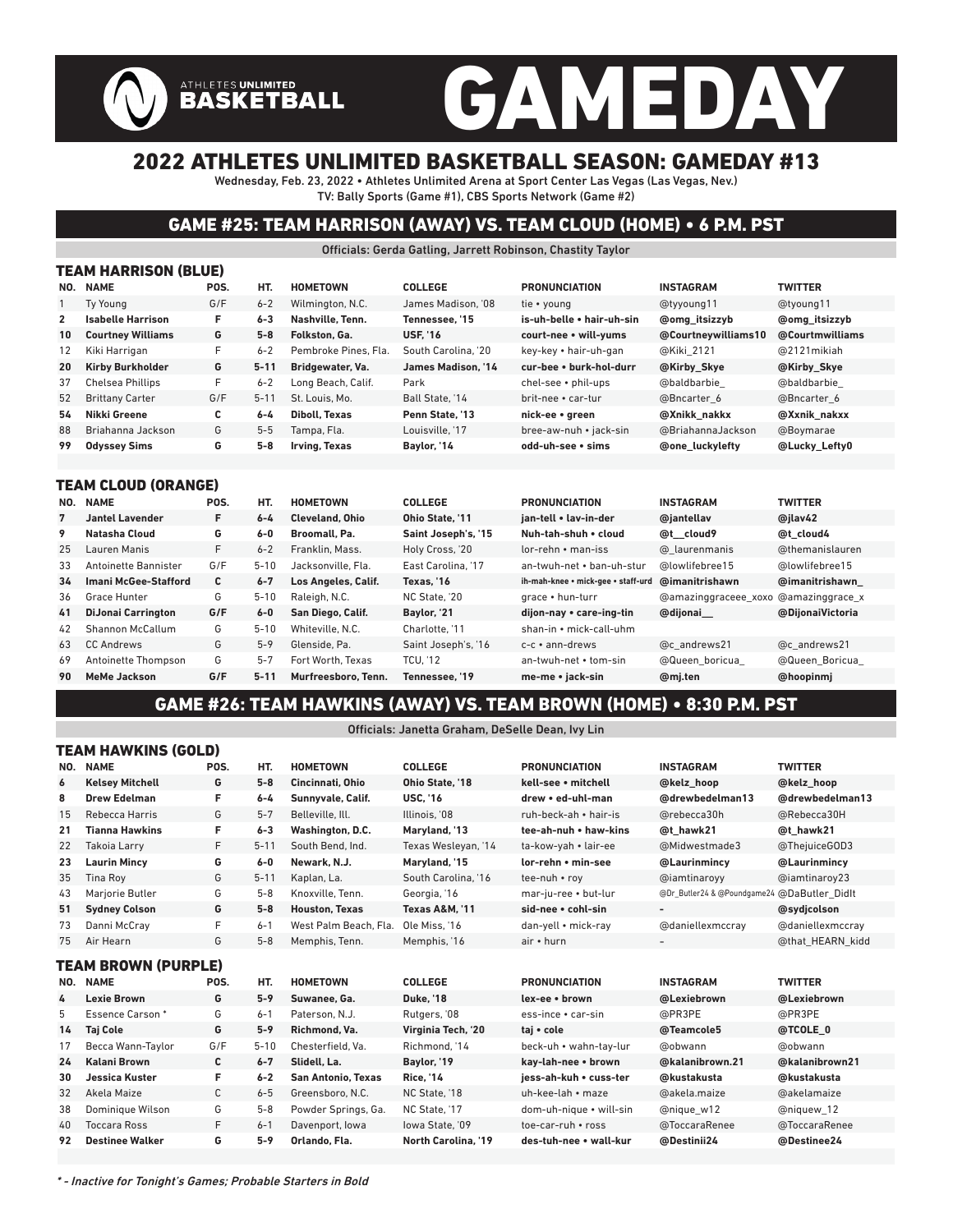# ATHLETES UNLIMITED BASKETBALL GAMEDAY

## 2022 ATHLETES UNLIMITED BASKETBALL SEASON: GAMEDAY #13

Wednesday, Feb. 23, 2022 • Athletes Unlimited Arena at Sport Center Las Vegas (Las Vegas, Nev.)
TV: Bally Sports (Game #1), CBS Sports Network (Game #2)

## GAME #25: TEAM HARRISON (AWAY) VS. TEAM CLOUD (HOME) • 6 P.M. PST

Officials: Gerda Gatling, Jarrett Robinson, Chastity Taylor

### TEAM HARRISON (BLUE)

| NO. | NAME | POS. | HT. | HOMETOWN | COLLEGE | PRONUNCIATION | INSTAGRAM | TWITTER |
|---|---|---|---|---|---|---|---|---|
| 1 | Ty Young | G/F | 6-2 | Wilmington, N.C. | James Madison, '08 | tie • young | @tyyoung11 | @tyoung11 |
| **2** | **Isabelle Harrison** | **F** | **6-3** | **Nashville, Tenn.** | **Tennessee, '15** | **is-uh-belle • hair-uh-sin** | **@omg_itsizzyb** | **@omg_itsizzyb** |
| **10** | **Courtney Williams** | **G** | **5-8** | **Folkston, Ga.** | **USF, '16** | **court-nee • will-yums** | **@Courtneywilliams10** | **@Courtmwilliams** |
| 12 | Kiki Harrigan | F | 6-2 | Pembroke Pines, Fla. | South Carolina, '20 | key-key • hair-uh-gan | @Kiki_2121 | @2121mikiah |
| **20** | **Kirby Burkholder** | **G** | **5-11** | **Bridgewater, Va.** | **James Madison, '14** | **cur-bee • burk-hol-durr** | **@Kirby_Skye** | **@Kirby_Skye** |
| 37 | Chelsea Phillips | F | 6-2 | Long Beach, Calif. | Park | chel-see • phil-ups | @baldbarbie_ | @baldbarbie_ |
| 52 | Brittany Carter | G/F | 5-11 | St. Louis, Mo. | Ball State, '14 | brit-nee • car-tur | @Bncarter_6 | @Bncarter_6 |
| **54** | **Nikki Greene** | **C** | **6-4** | **Diboll, Texas** | **Penn State, '13** | **nick-ee • green** | **@Xnikk_nakkx** | **@Xxnik_nakxx** |
| 88 | Briahanna Jackson | G | 5-5 | Tampa, Fla. | Louisville, '17 | bree-aw-nuh • jack-sin | @BriahannaJackson | @Boymarae |
| **99** | **Odyssey Sims** | **G** | **5-8** | **Irving, Texas** | **Baylor, '14** | **odd-uh-see • sims** | **@one_luckylefty** | **@Lucky_Lefty0** |

### TEAM CLOUD (ORANGE)

| NO. | NAME | POS. | HT. | HOMETOWN | COLLEGE | PRONUNCIATION | INSTAGRAM | TWITTER |
|---|---|---|---|---|---|---|---|---|
| **7** | **Jantel Lavender** | **F** | **6-4** | **Cleveland, Ohio** | **Ohio State, '11** | **jan-tell • lav-in-der** | **@jantellav** | **@jlav42** |
| **9** | **Natasha Cloud** | **G** | **6-0** | **Broomall, Pa.** | **Saint Joseph's, '15** | **Nuh-tah-shuh • cloud** | **@t__cloud9** | **@t_cloud4** |
| 25 | Lauren Manis | F | 6-2 | Franklin, Mass. | Holy Cross, '20 | lor-rehn • man-iss | @_laurenmanis | @themanislauren |
| 33 | Antoinette Bannister | G/F | 5-10 | Jacksonville, Fla. | East Carolina, '17 | an-twuh-net • ban-uh-stur | @lowlifebree15 | @lowlifebree15 |
| **34** | **Imani McGee-Stafford** | **C** | **6-7** | **Los Angeles, Calif.** | **Texas, '16** | **ih-mah-knee • mick-gee • staff-urd** | **@imanitrishawn** | **@imanitrishawn_** |
| 36 | Grace Hunter | G | 5-10 | Raleigh, N.C. | NC State, '20 | grace • hun-turr | @amazinggraceee_xoxo | @amazinggrace_x |
| **41** | **DiJonai Carrington** | **G/F** | **6-0** | **San Diego, Calif.** | **Baylor, '21** | **dijon-nay • care-ing-tin** | **@dijonai__** | **@DijonaiVictoria** |
| 42 | Shannon McCallum | G | 5-10 | Whiteville, N.C. | Charlotte, '11 | shan-in • mick-call-uhm | | |
| 63 | CC Andrews | G | 5-9 | Glenside, Pa. | Saint Joseph's, '16 | c-c • ann-drews | @c_andrews21 | @c_andrews21 |
| 69 | Antoinette Thompson | G | 5-7 | Fort Worth, Texas | TCU, '12 | an-twuh-net • tom-sin | @Queen_boricua_ | @Queen_Boricua_ |
| **90** | **MeMe Jackson** | **G/F** | **5-11** | **Murfreesboro, Tenn.** | **Tennessee, '19** | **me-me • jack-sin** | **@mj.ten** | **@hoopinmj** |

## GAME #26: TEAM HAWKINS (AWAY) VS. TEAM BROWN (HOME) • 8:30 P.M. PST

Officials: Janetta Graham, DeSelle Dean, Ivy Lin

### TEAM HAWKINS (GOLD)

| NO. | NAME | POS. | HT. | HOMETOWN | COLLEGE | PRONUNCIATION | INSTAGRAM | TWITTER |
|---|---|---|---|---|---|---|---|---|
| **6** | **Kelsey Mitchell** | **G** | **5-8** | **Cincinnati, Ohio** | **Ohio State, '18** | **kell-see • mitchell** | **@kelz_hoop** | **@kelz_hoop** |
| **8** | **Drew Edelman** | **F** | **6-4** | **Sunnyvale, Calif.** | **USC, '16** | **drew • ed-uhl-man** | **@drewbedelman13** | **@drewbedelman13** |
| 15 | Rebecca Harris | G | 5-7 | Belleville, Ill. | Illinois, '08 | ruh-beck-ah • hair-is | @rebecca30h | @Rebecca30H |
| **21** | **Tianna Hawkins** | **F** | **6-3** | **Washington, D.C.** | **Maryland, '13** | **tee-ah-nuh • haw-kins** | **@t_hawk21** | **@t_hawk21** |
| 22 | Takoia Larry | F | 5-11 | South Bend, Ind. | Texas Wesleyan, '14 | ta-kow-yah • lair-ee | @Midwestmade3 | @ThejuiceGOD3 |
| **23** | **Laurin Mincy** | **G** | **6-0** | **Newark, N.J.** | **Maryland, '15** | **lor-rehn • min-see** | **@Laurinmincy** | **@Laurinmincy** |
| 35 | Tina Roy | G | 5-11 | Kaplan, La. | South Carolina, '16 | tee-nuh • roy | @iamtinaroyy | @iamtinaroy23 |
| 43 | Marjorie Butler | G | 5-8 | Knoxville, Tenn. | Georgia, '16 | mar-ju-ree • but-lur | @Dr_Butler24 & @Poundgame24 | @DaButler_Didlt |
| **51** | **Sydney Colson** | **G** | **5-8** | **Houston, Texas** | **Texas A&M, '11** | **sid-nee • cohl-sin** | **-** | **@sydjcolson** |
| 73 | Danni McCray | F | 6-1 | West Palm Beach, Fla. | Ole Miss, '16 | dan-yell • mick-ray | @daniellexmccray | @daniellexmccray |
| 75 | Air Hearn | G | 5-8 | Memphis, Tenn. | Memphis, '16 | air • hurn | - | @that_HEARN_kidd |

### TEAM BROWN (PURPLE)

| NO. | NAME | POS. | HT. | HOMETOWN | COLLEGE | PRONUNCIATION | INSTAGRAM | TWITTER |
|---|---|---|---|---|---|---|---|---|
| **4** | **Lexie Brown** | **G** | **5-9** | **Suwanee, Ga.** | **Duke, '18** | **lex-ee • brown** | **@Lexiebrown** | **@Lexiebrown** |
| 5 | Essence Carson * | G | 6-1 | Paterson, N.J. | Rutgers, '08 | ess-ince • car-sin | @PR3PE | @PR3PE |
| **14** | **Taj Cole** | **G** | **5-9** | **Richmond, Va.** | **Virginia Tech, '20** | **taj • cole** | **@Teamcole5** | **@TCOLE_0** |
| 17 | Becca Wann-Taylor | G/F | 5-10 | Chesterfield, Va. | Richmond, '14 | beck-uh • wahn-tay-lur | @obwann | @obwann |
| **24** | **Kalani Brown** | **C** | **6-7** | **Slidell, La.** | **Baylor, '19** | **kay-lah-nee • brown** | **@kalanibrown.21** | **@kalanibrown21** |
| **30** | **Jessica Kuster** | **F** | **6-2** | **San Antonio, Texas** | **Rice, '14** | **jess-ah-kuh • cuss-ter** | **@kustakusta** | **@kustakusta** |
| 32 | Akela Maize | C | 6-5 | Greensboro, N.C. | NC State, '18 | uh-kee-lah • maze | @akela.maize | @akelamaize |
| 38 | Dominique Wilson | G | 5-8 | Powder Springs, Ga. | NC State, '17 | dom-uh-nique • will-sin | @nique_w12 | @niquew_12 |
| 40 | Toccara Ross | F | 6-1 | Davenport, Iowa | Iowa State, '09 | toe-car-ruh • ross | @ToccaraRenee | @ToccaraRenee |
| **92** | **Destinee Walker** | **G** | **5-9** | **Orlando, Fla.** | **North Carolina, '19** | **des-tuh-nee • wall-kur** | **@Destinii24** | **@Destinee24** |

*\* - Inactive for Tonight's Games; Probable Starters in Bold*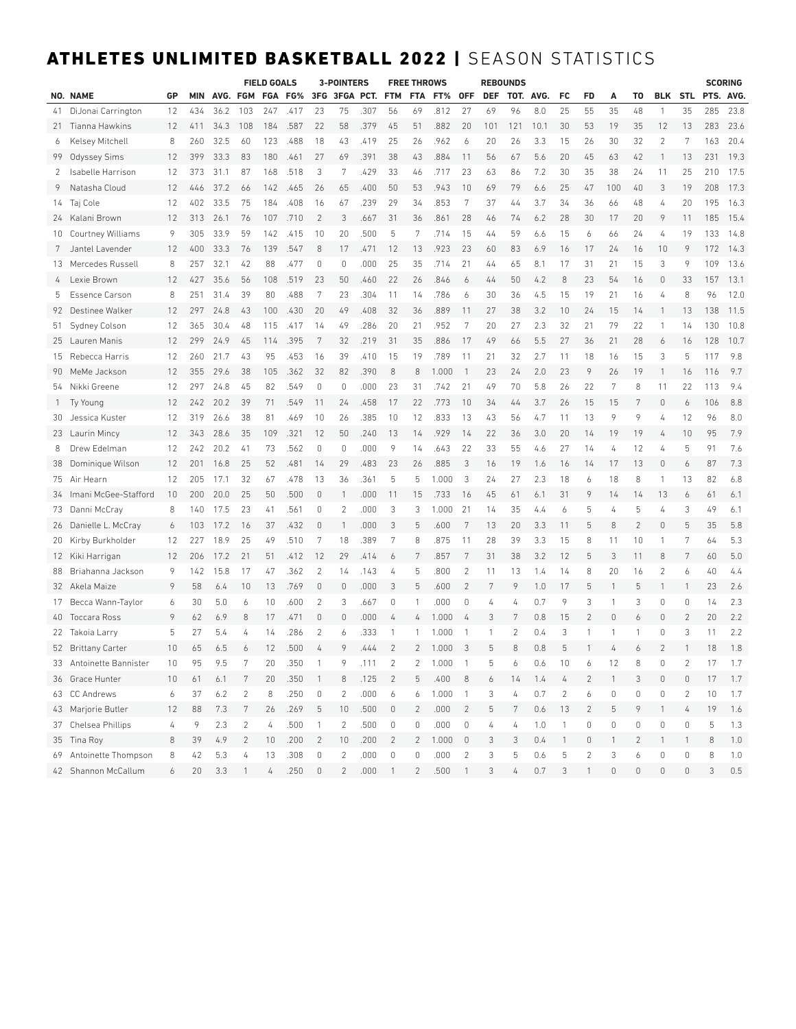# ATHLETES UNLIMITED BASKETBALL 2022 | SEASON STATISTICS

| | | | | | FIELD GOALS | | | 3-POINTERS | | | FREE THROWS | | | REBOUNDS | | | | | | | | | | SCORING | |
|---|---|---|---|---|---|---|---|---|---|---|---|---|---|---|---|---|---|---|---|---|---|---|---|---|---|
| NO. | NAME | GP | MIN | AVG. | FGM | FGA | FG% | 3FG | 3FGA | PCT. | FTM | FTA | FT% | OFF | DEF | TOT. | AVG. | FC | FD | A | TO | BLK | STL | PTS. | AVG. |
| 41 | DiJonai Carrington | 12 | 434 | 36.2 | 103 | 247 | .417 | 23 | 75 | .307 | 56 | 69 | .812 | 27 | 69 | 96 | 8.0 | 25 | 55 | 35 | 48 | 1 | 35 | 285 | 23.8 |
| 21 | Tianna Hawkins | 12 | 411 | 34.3 | 108 | 184 | .587 | 22 | 58 | .379 | 45 | 51 | .882 | 20 | 101 | 121 | 10.1 | 30 | 53 | 19 | 35 | 12 | 13 | 283 | 23.6 |
| 6 | Kelsey Mitchell | 8 | 260 | 32.5 | 60 | 123 | .488 | 18 | 43 | .419 | 25 | 26 | .962 | 6 | 20 | 26 | 3.3 | 15 | 26 | 30 | 32 | 2 | 7 | 163 | 20.4 |
| 99 | Odyssey Sims | 12 | 399 | 33.3 | 83 | 180 | .461 | 27 | 69 | .391 | 38 | 43 | .884 | 11 | 56 | 67 | 5.6 | 20 | 45 | 63 | 42 | 1 | 13 | 231 | 19.3 |
| 2 | Isabelle Harrison | 12 | 373 | 31.1 | 87 | 168 | .518 | 3 | 7 | .429 | 33 | 46 | .717 | 23 | 63 | 86 | 7.2 | 30 | 35 | 38 | 24 | 11 | 25 | 210 | 17.5 |
| 9 | Natasha Cloud | 12 | 446 | 37.2 | 66 | 142 | .465 | 26 | 65 | .400 | 50 | 53 | .943 | 10 | 69 | 79 | 6.6 | 25 | 47 | 100 | 40 | 3 | 19 | 208 | 17.3 |
| 14 | Taj Cole | 12 | 402 | 33.5 | 75 | 184 | .408 | 16 | 67 | .239 | 29 | 34 | .853 | 7 | 37 | 44 | 3.7 | 34 | 36 | 66 | 48 | 4 | 20 | 195 | 16.3 |
| 24 | Kalani Brown | 12 | 313 | 26.1 | 76 | 107 | .710 | 2 | 3 | .667 | 31 | 36 | .861 | 28 | 46 | 74 | 6.2 | 28 | 30 | 17 | 20 | 9 | 11 | 185 | 15.4 |
| 10 | Courtney Williams | 9 | 305 | 33.9 | 59 | 142 | .415 | 10 | 20 | .500 | 5 | 7 | .714 | 15 | 44 | 59 | 6.6 | 15 | 6 | 66 | 24 | 4 | 19 | 133 | 14.8 |
| 7 | Jantel Lavender | 12 | 400 | 33.3 | 76 | 139 | .547 | 8 | 17 | .471 | 12 | 13 | .923 | 23 | 60 | 83 | 6.9 | 16 | 17 | 24 | 16 | 10 | 9 | 172 | 14.3 |
| 13 | Mercedes Russell | 8 | 257 | 32.1 | 42 | 88 | .477 | 0 | 0 | .000 | 25 | 35 | .714 | 21 | 44 | 65 | 8.1 | 17 | 31 | 21 | 15 | 3 | 9 | 109 | 13.6 |
| 4 | Lexie Brown | 12 | 427 | 35.6 | 56 | 108 | .519 | 23 | 50 | .460 | 22 | 26 | .846 | 6 | 44 | 50 | 4.2 | 8 | 23 | 54 | 16 | 0 | 33 | 157 | 13.1 |
| 5 | Essence Carson | 8 | 251 | 31.4 | 39 | 80 | .488 | 7 | 23 | .304 | 11 | 14 | .786 | 6 | 30 | 36 | 4.5 | 15 | 19 | 21 | 16 | 4 | 8 | 96 | 12.0 |
| 92 | Destinee Walker | 12 | 297 | 24.8 | 43 | 100 | .430 | 20 | 49 | .408 | 32 | 36 | .889 | 11 | 27 | 38 | 3.2 | 10 | 24 | 15 | 14 | 1 | 13 | 138 | 11.5 |
| 51 | Sydney Colson | 12 | 365 | 30.4 | 48 | 115 | .417 | 14 | 49 | .286 | 20 | 21 | .952 | 7 | 20 | 27 | 2.3 | 32 | 21 | 79 | 22 | 1 | 14 | 130 | 10.8 |
| 25 | Lauren Manis | 12 | 299 | 24.9 | 45 | 114 | .395 | 7 | 32 | .219 | 31 | 35 | .886 | 17 | 49 | 66 | 5.5 | 27 | 36 | 21 | 28 | 6 | 16 | 128 | 10.7 |
| 15 | Rebecca Harris | 12 | 260 | 21.7 | 43 | 95 | .453 | 16 | 39 | .410 | 15 | 19 | .789 | 11 | 21 | 32 | 2.7 | 11 | 18 | 16 | 15 | 3 | 5 | 117 | 9.8 |
| 90 | MeMe Jackson | 12 | 355 | 29.6 | 38 | 105 | .362 | 32 | 82 | .390 | 8 | 8 | 1.000 | 1 | 23 | 24 | 2.0 | 23 | 9 | 26 | 19 | 1 | 16 | 116 | 9.7 |
| 54 | Nikki Greene | 12 | 297 | 24.8 | 45 | 82 | .549 | 0 | 0 | .000 | 23 | 31 | .742 | 21 | 49 | 70 | 5.8 | 26 | 22 | 7 | 8 | 11 | 22 | 113 | 9.4 |
| 1 | Ty Young | 12 | 242 | 20.2 | 39 | 71 | .549 | 11 | 24 | .458 | 17 | 22 | .773 | 10 | 34 | 44 | 3.7 | 26 | 15 | 15 | 7 | 0 | 6 | 106 | 8.8 |
| 30 | Jessica Kuster | 12 | 319 | 26.6 | 38 | 81 | .469 | 10 | 26 | .385 | 10 | 12 | .833 | 13 | 43 | 56 | 4.7 | 11 | 13 | 9 | 9 | 4 | 12 | 96 | 8.0 |
| 23 | Laurin Mincy | 12 | 343 | 28.6 | 35 | 109 | .321 | 12 | 50 | .240 | 13 | 14 | .929 | 14 | 22 | 36 | 3.0 | 20 | 14 | 19 | 19 | 4 | 10 | 95 | 7.9 |
| 8 | Drew Edelman | 12 | 242 | 20.2 | 41 | 73 | .562 | 0 | 0 | .000 | 9 | 14 | .643 | 22 | 33 | 55 | 4.6 | 27 | 14 | 4 | 12 | 4 | 5 | 91 | 7.6 |
| 38 | Dominique Wilson | 12 | 201 | 16.8 | 25 | 52 | .481 | 14 | 29 | .483 | 23 | 26 | .885 | 3 | 16 | 19 | 1.6 | 16 | 14 | 17 | 13 | 0 | 6 | 87 | 7.3 |
| 75 | Air Hearn | 12 | 205 | 17.1 | 32 | 67 | .478 | 13 | 36 | .361 | 5 | 5 | 1.000 | 3 | 24 | 27 | 2.3 | 18 | 6 | 18 | 8 | 1 | 13 | 82 | 6.8 |
| 34 | Imani McGee-Stafford | 10 | 200 | 20.0 | 25 | 50 | .500 | 0 | 1 | .000 | 11 | 15 | .733 | 16 | 45 | 61 | 6.1 | 31 | 9 | 14 | 14 | 13 | 6 | 61 | 6.1 |
| 73 | Danni McCray | 8 | 140 | 17.5 | 23 | 41 | .561 | 0 | 2 | .000 | 3 | 3 | 1.000 | 21 | 14 | 35 | 4.4 | 6 | 5 | 4 | 5 | 4 | 3 | 49 | 6.1 |
| 26 | Danielle L. McCray | 6 | 103 | 17.2 | 16 | 37 | .432 | 0 | 1 | .000 | 3 | 5 | .600 | 7 | 13 | 20 | 3.3 | 11 | 5 | 8 | 2 | 0 | 5 | 35 | 5.8 |
| 20 | Kirby Burkholder | 12 | 227 | 18.9 | 25 | 49 | .510 | 7 | 18 | .389 | 7 | 8 | .875 | 11 | 28 | 39 | 3.3 | 15 | 8 | 11 | 10 | 1 | 7 | 64 | 5.3 |
| 12 | Kiki Harrigan | 12 | 206 | 17.2 | 21 | 51 | .412 | 12 | 29 | .414 | 6 | 7 | .857 | 7 | 31 | 38 | 3.2 | 12 | 5 | 3 | 11 | 8 | 7 | 60 | 5.0 |
| 88 | Briahanna Jackson | 9 | 142 | 15.8 | 17 | 47 | .362 | 2 | 14 | .143 | 4 | 5 | .800 | 2 | 11 | 13 | 1.4 | 14 | 8 | 20 | 16 | 2 | 6 | 40 | 4.4 |
| 32 | Akela Maize | 9 | 58 | 6.4 | 10 | 13 | .769 | 0 | 0 | .000 | 3 | 5 | .600 | 2 | 7 | 9 | 1.0 | 17 | 5 | 1 | 5 | 1 | 1 | 23 | 2.6 |
| 17 | Becca Wann-Taylor | 6 | 30 | 5.0 | 6 | 10 | .600 | 2 | 3 | .667 | 0 | 1 | .000 | 0 | 4 | 4 | 0.7 | 9 | 3 | 1 | 3 | 0 | 0 | 14 | 2.3 |
| 40 | Toccara Ross | 9 | 62 | 6.9 | 8 | 17 | .471 | 0 | 0 | .000 | 4 | 4 | 1.000 | 4 | 3 | 7 | 0.8 | 15 | 2 | 0 | 6 | 0 | 2 | 20 | 2.2 |
| 22 | Takoia Larry | 5 | 27 | 5.4 | 4 | 14 | .286 | 2 | 6 | .333 | 1 | 1 | 1.000 | 1 | 1 | 2 | 0.4 | 3 | 1 | 1 | 1 | 0 | 3 | 11 | 2.2 |
| 52 | Brittany Carter | 10 | 65 | 6.5 | 6 | 12 | .500 | 4 | 9 | .444 | 2 | 2 | 1.000 | 3 | 5 | 8 | 0.8 | 5 | 1 | 4 | 6 | 2 | 1 | 18 | 1.8 |
| 33 | Antoinette Bannister | 10 | 95 | 9.5 | 7 | 20 | .350 | 1 | 9 | .111 | 2 | 2 | 1.000 | 1 | 5 | 6 | 0.6 | 10 | 6 | 12 | 8 | 0 | 2 | 17 | 1.7 |
| 36 | Grace Hunter | 10 | 61 | 6.1 | 7 | 20 | .350 | 1 | 8 | .125 | 2 | 5 | .400 | 8 | 6 | 14 | 1.4 | 4 | 2 | 1 | 3 | 0 | 0 | 17 | 1.7 |
| 63 | CC Andrews | 6 | 37 | 6.2 | 2 | 8 | .250 | 0 | 2 | .000 | 6 | 6 | 1.000 | 1 | 3 | 4 | 0.7 | 2 | 6 | 0 | 0 | 0 | 2 | 10 | 1.7 |
| 43 | Marjorie Butler | 12 | 88 | 7.3 | 7 | 26 | .269 | 5 | 10 | .500 | 0 | 2 | .000 | 2 | 5 | 7 | 0.6 | 13 | 2 | 5 | 9 | 1 | 4 | 19 | 1.6 |
| 37 | Chelsea Phillips | 4 | 9 | 2.3 | 2 | 4 | .500 | 1 | 2 | .500 | 0 | 0 | .000 | 0 | 4 | 4 | 1.0 | 1 | 0 | 0 | 0 | 0 | 0 | 5 | 1.3 |
| 35 | Tina Roy | 8 | 39 | 4.9 | 2 | 10 | .200 | 2 | 10 | .200 | 2 | 2 | 1.000 | 0 | 3 | 3 | 0.4 | 1 | 0 | 1 | 2 | 1 | 1 | 8 | 1.0 |
| 69 | Antoinette Thompson | 8 | 42 | 5.3 | 4 | 13 | .308 | 0 | 2 | .000 | 0 | 0 | .000 | 2 | 3 | 5 | 0.6 | 5 | 2 | 3 | 6 | 0 | 0 | 8 | 1.0 |
| 42 | Shannon McCallum | 6 | 20 | 3.3 | 1 | 4 | .250 | 0 | 2 | .000 | 1 | 2 | .500 | 1 | 3 | 4 | 0.7 | 3 | 1 | 0 | 0 | 0 | 0 | 3 | 0.5 |